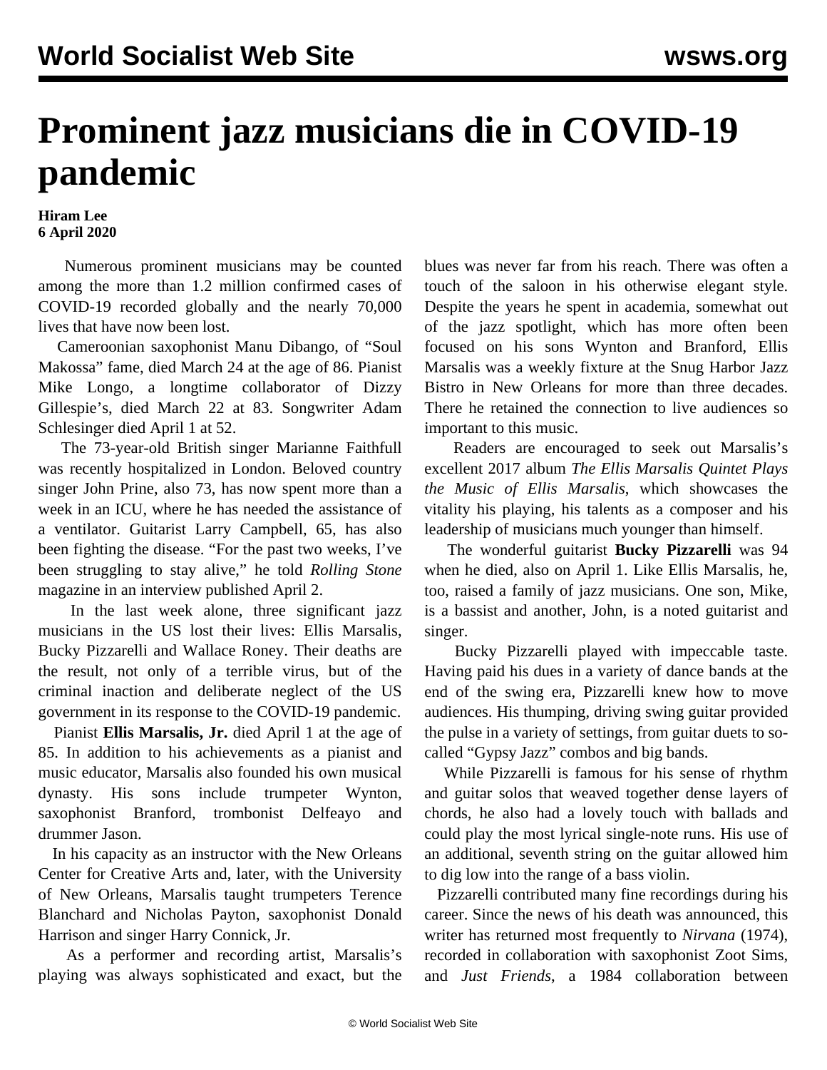# Prominent jazz musicians die in COVID-19 pandemic

**Hiram Lee**
**6 April 2020**

Numerous prominent musicians may be counted among the more than 1.2 million confirmed cases of COVID-19 recorded globally and the nearly 70,000 lives that have now been lost.

Cameroonian saxophonist Manu Dibango, of "Soul Makossa" fame, died March 24 at the age of 86. Pianist Mike Longo, a longtime collaborator of Dizzy Gillespie's, died March 22 at 83. Songwriter Adam Schlesinger died April 1 at 52.

The 73-year-old British singer Marianne Faithfull was recently hospitalized in London. Beloved country singer John Prine, also 73, has now spent more than a week in an ICU, where he has needed the assistance of a ventilator. Guitarist Larry Campbell, 65, has also been fighting the disease. "For the past two weeks, I've been struggling to stay alive," he told *Rolling Stone* magazine in an interview published April 2.

In the last week alone, three significant jazz musicians in the US lost their lives: Ellis Marsalis, Bucky Pizzarelli and Wallace Roney. Their deaths are the result, not only of a terrible virus, but of the criminal inaction and deliberate neglect of the US government in its response to the COVID-19 pandemic.

Pianist **Ellis Marsalis, Jr.** died April 1 at the age of 85. In addition to his achievements as a pianist and music educator, Marsalis also founded his own musical dynasty. His sons include trumpeter Wynton, saxophonist Branford, trombonist Delfeayo and drummer Jason.

In his capacity as an instructor with the New Orleans Center for Creative Arts and, later, with the University of New Orleans, Marsalis taught trumpeters Terence Blanchard and Nicholas Payton, saxophonist Donald Harrison and singer Harry Connick, Jr.

As a performer and recording artist, Marsalis's playing was always sophisticated and exact, but the blues was never far from his reach. There was often a touch of the saloon in his otherwise elegant style. Despite the years he spent in academia, somewhat out of the jazz spotlight, which has more often been focused on his sons Wynton and Branford, Ellis Marsalis was a weekly fixture at the Snug Harbor Jazz Bistro in New Orleans for more than three decades. There he retained the connection to live audiences so important to this music.

Readers are encouraged to seek out Marsalis's excellent 2017 album *The Ellis Marsalis Quintet Plays the Music of Ellis Marsalis*, which showcases the vitality his playing, his talents as a composer and his leadership of musicians much younger than himself.

The wonderful guitarist **Bucky Pizzarelli** was 94 when he died, also on April 1. Like Ellis Marsalis, he, too, raised a family of jazz musicians. One son, Mike, is a bassist and another, John, is a noted guitarist and singer.

Bucky Pizzarelli played with impeccable taste. Having paid his dues in a variety of dance bands at the end of the swing era, Pizzarelli knew how to move audiences. His thumping, driving swing guitar provided the pulse in a variety of settings, from guitar duets to so-called "Gypsy Jazz" combos and big bands.

While Pizzarelli is famous for his sense of rhythm and guitar solos that weaved together dense layers of chords, he also had a lovely touch with ballads and could play the most lyrical single-note runs. His use of an additional, seventh string on the guitar allowed him to dig low into the range of a bass violin.

Pizzarelli contributed many fine recordings during his career. Since the news of his death was announced, this writer has returned most frequently to *Nirvana* (1974), recorded in collaboration with saxophonist Zoot Sims, and *Just Friends*, a 1984 collaboration between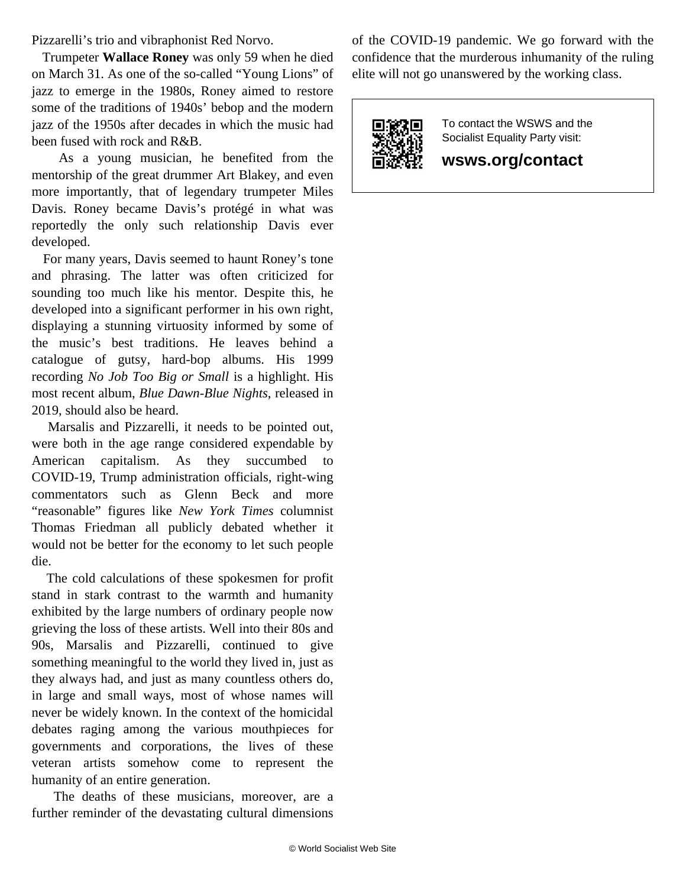Pizzarelli's trio and vibraphonist Red Norvo.

Trumpeter **Wallace Roney** was only 59 when he died on March 31. As one of the so-called "Young Lions" of jazz to emerge in the 1980s, Roney aimed to restore some of the traditions of 1940s' bebop and the modern jazz of the 1950s after decades in which the music had been fused with rock and R&B.

As a young musician, he benefited from the mentorship of the great drummer Art Blakey, and even more importantly, that of legendary trumpeter Miles Davis. Roney became Davis's protégé in what was reportedly the only such relationship Davis ever developed.

For many years, Davis seemed to haunt Roney's tone and phrasing. The latter was often criticized for sounding too much like his mentor. Despite this, he developed into a significant performer in his own right, displaying a stunning virtuosity informed by some of the music's best traditions. He leaves behind a catalogue of gutsy, hard-bop albums. His 1999 recording *No Job Too Big or Small* is a highlight. His most recent album, *Blue Dawn-Blue Nights*, released in 2019, should also be heard.

Marsalis and Pizzarelli, it needs to be pointed out, were both in the age range considered expendable by American capitalism. As they succumbed to COVID-19, Trump administration officials, right-wing commentators such as Glenn Beck and more "reasonable" figures like *New York Times* columnist Thomas Friedman all publicly debated whether it would not be better for the economy to let such people die.

The cold calculations of these spokesmen for profit stand in stark contrast to the warmth and humanity exhibited by the large numbers of ordinary people now grieving the loss of these artists. Well into their 80s and 90s, Marsalis and Pizzarelli, continued to give something meaningful to the world they lived in, just as they always had, and just as many countless others do, in large and small ways, most of whose names will never be widely known. In the context of the homicidal debates raging among the various mouthpieces for governments and corporations, the lives of these veteran artists somehow come to represent the humanity of an entire generation.

The deaths of these musicians, moreover, are a further reminder of the devastating cultural dimensions of the COVID-19 pandemic. We go forward with the confidence that the murderous inhumanity of the ruling elite will not go unanswered by the working class.

To contact the WSWS and the Socialist Equality Party visit:

**wsws.org/contact**